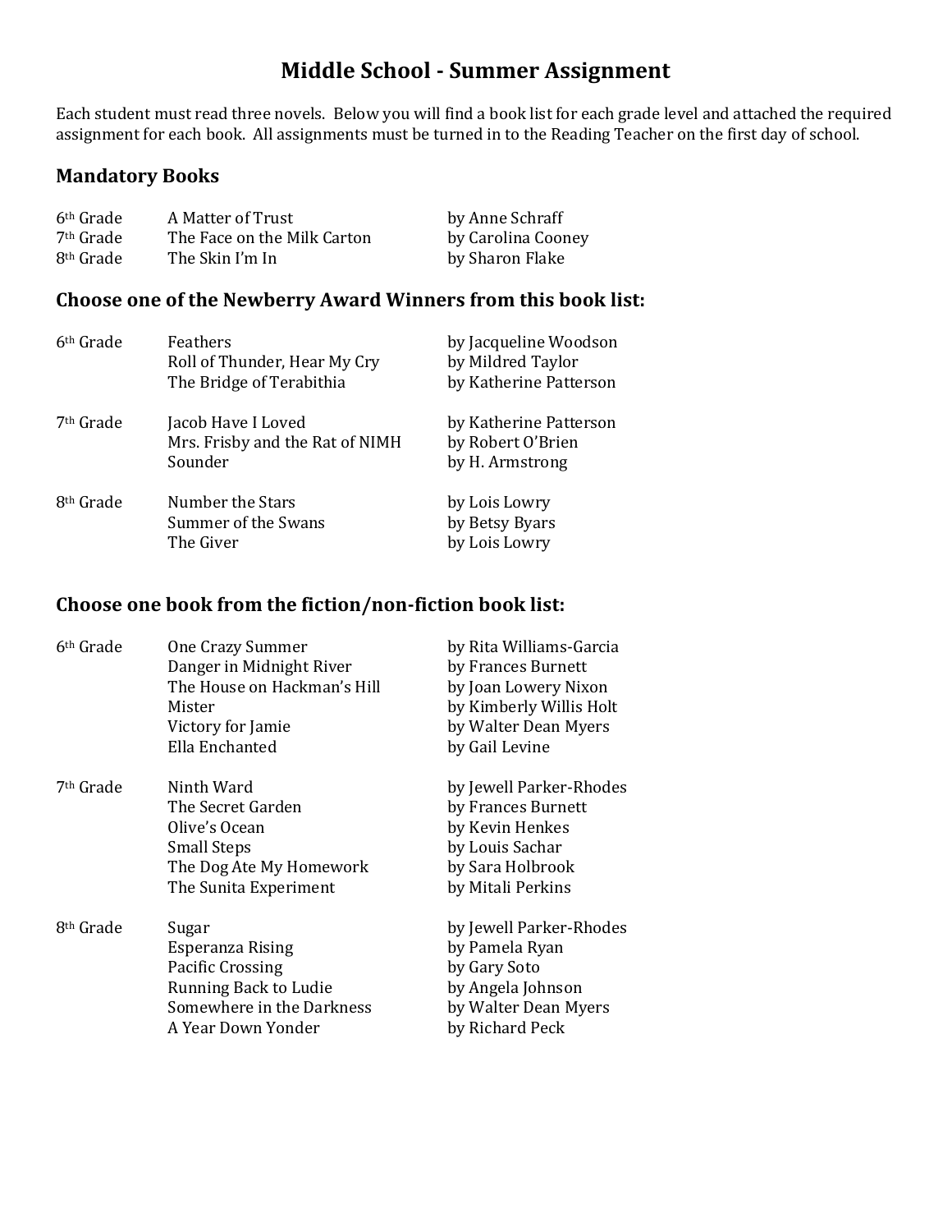# Middle School - Summer Assignment

Each student must read three novels. Below you will find a book list for each grade level and attached the required assignment for each book. All assignments must be turned in to the Reading Teacher on the first day of school.

## Mandatory Books

| Grade | Title | Author |
|---|---|---|
| 6th Grade | A Matter of Trust | by Anne Schraff |
| 7th Grade | The Face on the Milk Carton | by Carolina Cooney |
| 8th Grade | The Skin I'm In | by Sharon Flake |

## Choose one of the Newberry Award Winners from this book list:

| Grade | Title | Author |
|---|---|---|
| 6th Grade | Feathers | by Jacqueline Woodson |
| | Roll of Thunder, Hear My Cry | by Mildred Taylor |
| | The Bridge of Terabithia | by Katherine Patterson |
| 7th Grade | Jacob Have I Loved | by Katherine Patterson |
| | Mrs. Frisby and the Rat of NIMH | by Robert O'Brien |
| | Sounder | by H. Armstrong |
| 8th Grade | Number the Stars | by Lois Lowry |
| | Summer of the Swans | by Betsy Byars |
| | The Giver | by Lois Lowry |

## Choose one book from the fiction/non-fiction book list:

| Grade | Title | Author |
|---|---|---|
| 6th Grade | One Crazy Summer | by Rita Williams-Garcia |
| | Danger in Midnight River | by Frances Burnett |
| | The House on Hackman's Hill | by Joan Lowery Nixon |
| | Mister | by Kimberly Willis Holt |
| | Victory for Jamie | by Walter Dean Myers |
| | Ella Enchanted | by Gail Levine |
| 7th Grade | Ninth Ward | by Jewell Parker-Rhodes |
| | The Secret Garden | by Frances Burnett |
| | Olive's Ocean | by Kevin Henkes |
| | Small Steps | by Louis Sachar |
| | The Dog Ate My Homework | by Sara Holbrook |
| | The Sunita Experiment | by Mitali Perkins |
| 8th Grade | Sugar | by Jewell Parker-Rhodes |
| | Esperanza Rising | by Pamela Ryan |
| | Pacific Crossing | by Gary Soto |
| | Running Back to Ludie | by Angela Johnson |
| | Somewhere in the Darkness | by Walter Dean Myers |
| | A Year Down Yonder | by Richard Peck |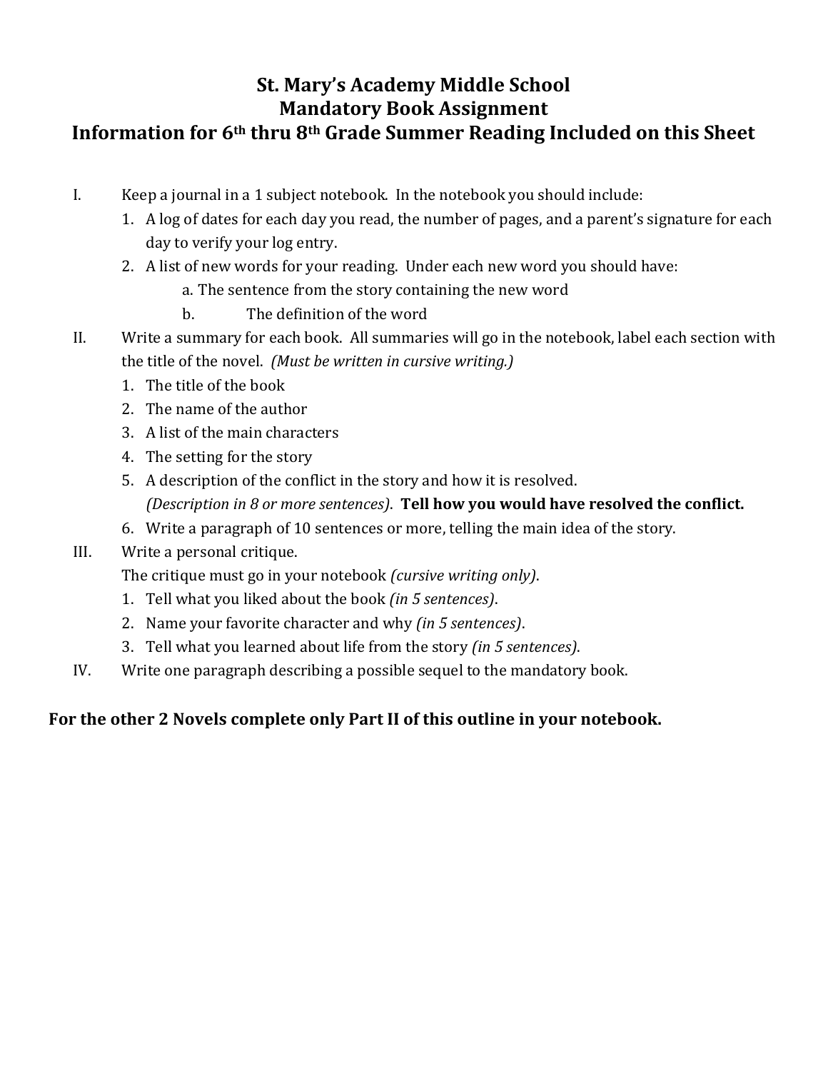# St. Mary's Academy Middle School
# Mandatory Book Assignment
# Information for 6th thru 8th Grade Summer Reading Included on this Sheet

I. Keep a journal in a 1 subject notebook. In the notebook you should include:
   1. A log of dates for each day you read, the number of pages, and a parent's signature for each day to verify your log entry.
   2. A list of new words for your reading. Under each new word you should have:
      a. The sentence from the story containing the new word
      b. The definition of the word

II. Write a summary for each book. All summaries will go in the notebook, label each section with the title of the novel. *(Must be written in cursive writing.)*
   1. The title of the book
   2. The name of the author
   3. A list of the main characters
   4. The setting for the story
   5. A description of the conflict in the story and how it is resolved. *(Description in 8 or more sentences)*. **Tell how you would have resolved the conflict.**
   6. Write a paragraph of 10 sentences or more, telling the main idea of the story.

III. Write a personal critique.
   The critique must go in your notebook *(cursive writing only)*.
   1. Tell what you liked about the book *(in 5 sentences)*.
   2. Name your favorite character and why *(in 5 sentences)*.
   3. Tell what you learned about life from the story *(in 5 sentences)*.

IV. Write one paragraph describing a possible sequel to the mandatory book.

**For the other 2 Novels complete only Part II of this outline in your notebook.**